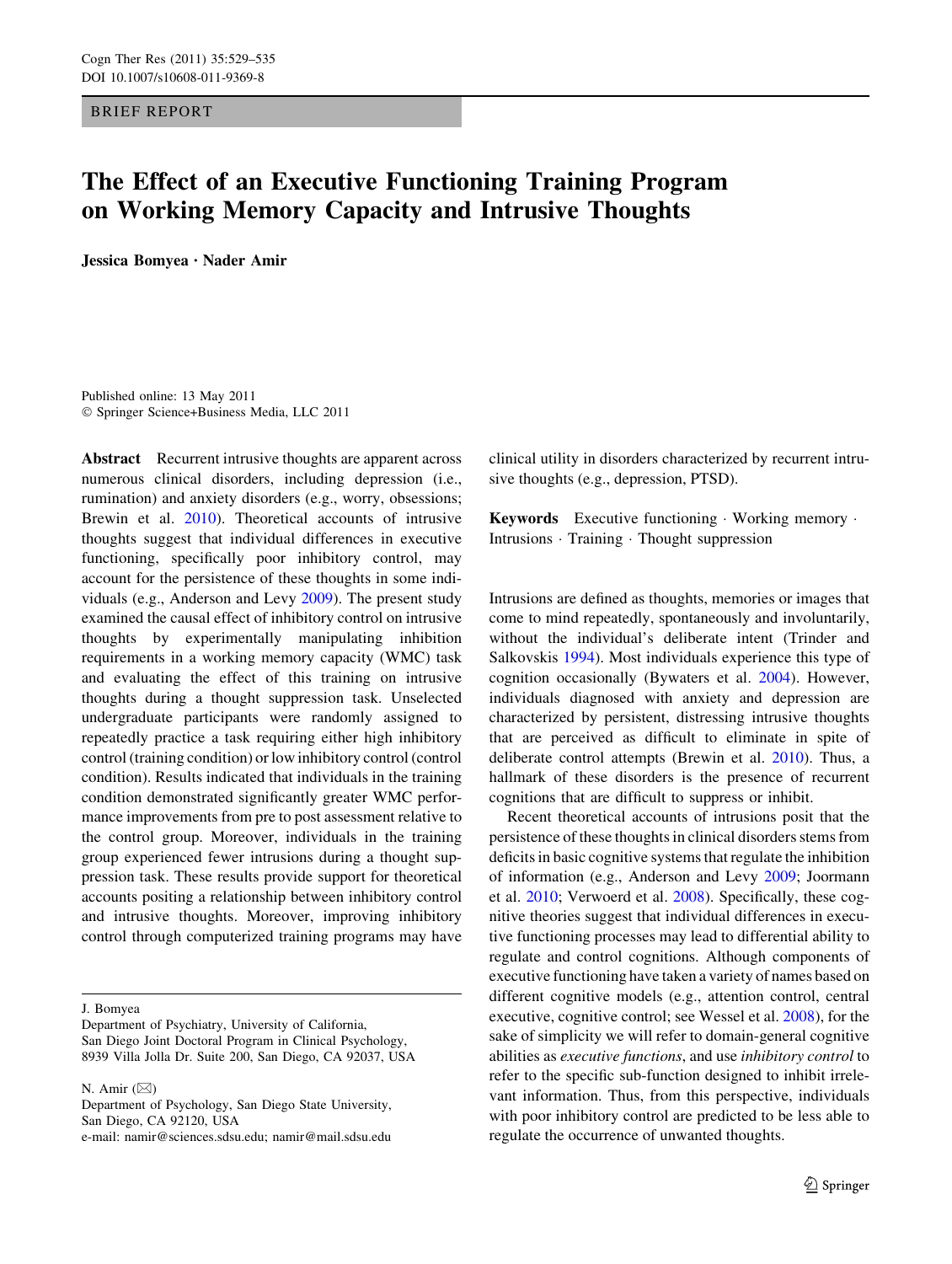BRIEF REPORT

# The Effect of an Executive Functioning Training Program on Working Memory Capacity and Intrusive Thoughts

**Jessica Bomyea · Nader Amir**

Published online: 13 May 2011
© Springer Science+Business Media, LLC 2011

**Abstract** Recurrent intrusive thoughts are apparent across numerous clinical disorders, including depression (i.e., rumination) and anxiety disorders (e.g., worry, obsessions; Brewin et al. 2010). Theoretical accounts of intrusive thoughts suggest that individual differences in executive functioning, specifically poor inhibitory control, may account for the persistence of these thoughts in some individuals (e.g., Anderson and Levy 2009). The present study examined the causal effect of inhibitory control on intrusive thoughts by experimentally manipulating inhibition requirements in a working memory capacity (WMC) task and evaluating the effect of this training on intrusive thoughts during a thought suppression task. Unselected undergraduate participants were randomly assigned to repeatedly practice a task requiring either high inhibitory control (training condition) or low inhibitory control (control condition). Results indicated that individuals in the training condition demonstrated significantly greater WMC performance improvements from pre to post assessment relative to the control group. Moreover, individuals in the training group experienced fewer intrusions during a thought suppression task. These results provide support for theoretical accounts positing a relationship between inhibitory control and intrusive thoughts. Moreover, improving inhibitory control through computerized training programs may have clinical utility in disorders characterized by recurrent intrusive thoughts (e.g., depression, PTSD).

**Keywords** Executive functioning · Working memory · Intrusions · Training · Thought suppression

J. Bomyea
Department of Psychiatry, University of California, San Diego Joint Doctoral Program in Clinical Psychology, 8939 Villa Jolla Dr. Suite 200, San Diego, CA 92037, USA

N. Amir (✉)
Department of Psychology, San Diego State University, San Diego, CA 92120, USA
e-mail: namir@sciences.sdsu.edu; namir@mail.sdsu.edu

Intrusions are defined as thoughts, memories or images that come to mind repeatedly, spontaneously and involuntarily, without the individual's deliberate intent (Trinder and Salkovskis 1994). Most individuals experience this type of cognition occasionally (Bywaters et al. 2004). However, individuals diagnosed with anxiety and depression are characterized by persistent, distressing intrusive thoughts that are perceived as difficult to eliminate in spite of deliberate control attempts (Brewin et al. 2010). Thus, a hallmark of these disorders is the presence of recurrent cognitions that are difficult to suppress or inhibit.

Recent theoretical accounts of intrusions posit that the persistence of these thoughts in clinical disorders stems from deficits in basic cognitive systems that regulate the inhibition of information (e.g., Anderson and Levy 2009; Joormann et al. 2010; Verwoerd et al. 2008). Specifically, these cognitive theories suggest that individual differences in executive functioning processes may lead to differential ability to regulate and control cognitions. Although components of executive functioning have taken a variety of names based on different cognitive models (e.g., attention control, central executive, cognitive control; see Wessel et al. 2008), for the sake of simplicity we will refer to domain-general cognitive abilities as *executive functions*, and use *inhibitory control* to refer to the specific sub-function designed to inhibit irrelevant information. Thus, from this perspective, individuals with poor inhibitory control are predicted to be less able to regulate the occurrence of unwanted thoughts.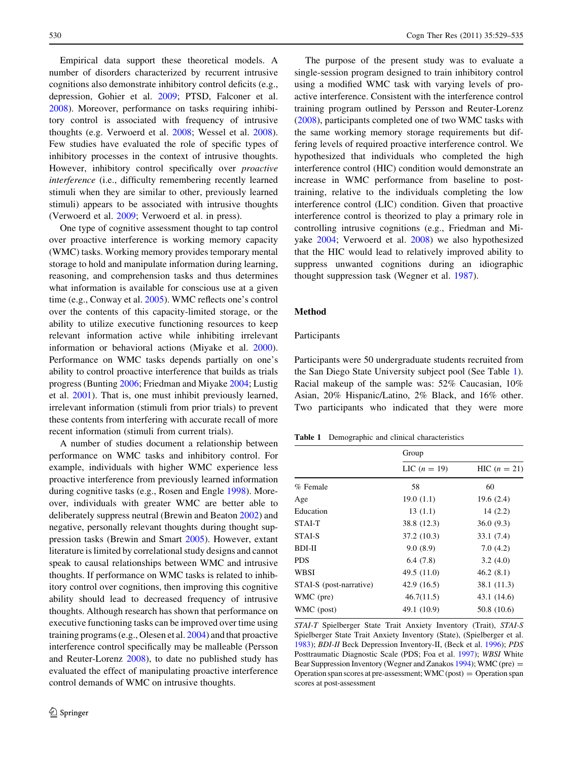Empirical data support these theoretical models. A number of disorders characterized by recurrent intrusive cognitions also demonstrate inhibitory control deficits (e.g., depression, Gohier et al. 2009; PTSD, Falconer et al. 2008). Moreover, performance on tasks requiring inhibitory control is associated with frequency of intrusive thoughts (e.g. Verwoerd et al. 2008; Wessel et al. 2008). Few studies have evaluated the role of specific types of inhibitory processes in the context of intrusive thoughts. However, inhibitory control specifically over *proactive interference* (i.e., difficulty remembering recently learned stimuli when they are similar to other, previously learned stimuli) appears to be associated with intrusive thoughts (Verwoerd et al. 2009; Verwoerd et al. in press).

One type of cognitive assessment thought to tap control over proactive interference is working memory capacity (WMC) tasks. Working memory provides temporary mental storage to hold and manipulate information during learning, reasoning, and comprehension tasks and thus determines what information is available for conscious use at a given time (e.g., Conway et al. 2005). WMC reflects one's control over the contents of this capacity-limited storage, or the ability to utilize executive functioning resources to keep relevant information active while inhibiting irrelevant information or behavioral actions (Miyake et al. 2000). Performance on WMC tasks depends partially on one's ability to control proactive interference that builds as trials progress (Bunting 2006; Friedman and Miyake 2004; Lustig et al. 2001). That is, one must inhibit previously learned, irrelevant information (stimuli from prior trials) to prevent these contents from interfering with accurate recall of more recent information (stimuli from current trials).

A number of studies document a relationship between performance on WMC tasks and inhibitory control. For example, individuals with higher WMC experience less proactive interference from previously learned information during cognitive tasks (e.g., Rosen and Engle 1998). Moreover, individuals with greater WMC are better able to deliberately suppress neutral (Brewin and Beaton 2002) and negative, personally relevant thoughts during thought suppression tasks (Brewin and Smart 2005). However, extant literature is limited by correlational study designs and cannot speak to causal relationships between WMC and intrusive thoughts. If performance on WMC tasks is related to inhibitory control over cognitions, then improving this cognitive ability should lead to decreased frequency of intrusive thoughts. Although research has shown that performance on executive functioning tasks can be improved over time using training programs (e.g., Olesen et al. 2004) and that proactive interference control specifically may be malleable (Persson and Reuter-Lorenz 2008), to date no published study has evaluated the effect of manipulating proactive interference control demands of WMC on intrusive thoughts.

The purpose of the present study was to evaluate a single-session program designed to train inhibitory control using a modified WMC task with varying levels of proactive interference. Consistent with the interference control training program outlined by Persson and Reuter-Lorenz (2008), participants completed one of two WMC tasks with the same working memory storage requirements but differing levels of required proactive interference control. We hypothesized that individuals who completed the high interference control (HIC) condition would demonstrate an increase in WMC performance from baseline to post-training, relative to the individuals completing the low interference control (LIC) condition. Given that proactive interference control is theorized to play a primary role in controlling intrusive cognitions (e.g., Friedman and Miyake 2004; Verwoerd et al. 2008) we also hypothesized that the HIC would lead to relatively improved ability to suppress unwanted cognitions during an idiographic thought suppression task (Wegner et al. 1987).

## Method

### Participants

Participants were 50 undergraduate students recruited from the San Diego State University subject pool (See Table 1). Racial makeup of the sample was: 52% Caucasian, 10% Asian, 20% Hispanic/Latino, 2% Black, and 16% other. Two participants who indicated that they were more

**Table 1** Demographic and clinical characteristics

| | Group | |
|---|---|---|
| | LIC ($n = 19$) | HIC ($n = 21$) |
| % Female | 58 | 60 |
| Age | 19.0 (1.1) | 19.6 (2.4) |
| Education | 13 (1.1) | 14 (2.2) |
| STAI-T | 38.8 (12.3) | 36.0 (9.3) |
| STAI-S | 37.2 (10.3) | 33.1 (7.4) |
| BDI-II | 9.0 (8.9) | 7.0 (4.2) |
| PDS | 6.4 (7.8) | 3.2 (4.0) |
| WBSI | 49.5 (11.0) | 46.2 (8.1) |
| STAI-S (post-narrative) | 42.9 (16.5) | 38.1 (11.3) |
| WMC (pre) | 46.7(11.5) | 43.1 (14.6) |
| WMC (post) | 49.1 (10.9) | 50.8 (10.6) |

*STAI-T* Spielberger State Trait Anxiety Inventory (Trait), *STAI-S* Spielberger State Trait Anxiety Inventory (State), (Spielberger et al. 1983); *BDI-II* Beck Depression Inventory-II, (Beck et al. 1996); *PDS* Posttraumatic Diagnostic Scale (PDS; Foa et al. 1997); *WBSI* White Bear Suppression Inventory (Wegner and Zanakos 1994); WMC (pre) = Operation span scores at pre-assessment; WMC (post) = Operation span scores at post-assessment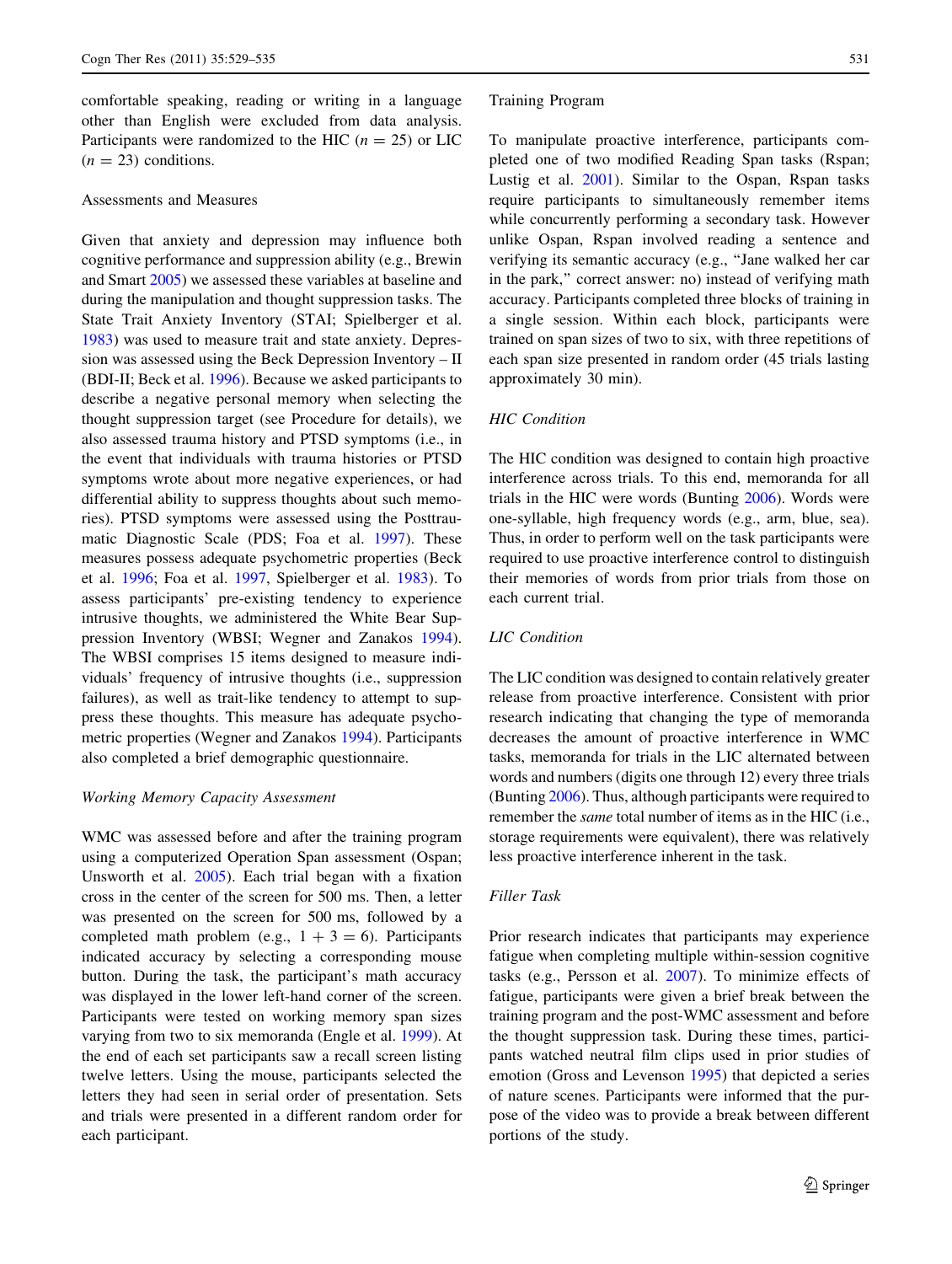comfortable speaking, reading or writing in a language other than English were excluded from data analysis. Participants were randomized to the HIC ($n = 25$) or LIC ($n = 23$) conditions.

## Assessments and Measures

Given that anxiety and depression may influence both cognitive performance and suppression ability (e.g., Brewin and Smart 2005) we assessed these variables at baseline and during the manipulation and thought suppression tasks. The State Trait Anxiety Inventory (STAI; Spielberger et al. 1983) was used to measure trait and state anxiety. Depression was assessed using the Beck Depression Inventory – II (BDI-II; Beck et al. 1996). Because we asked participants to describe a negative personal memory when selecting the thought suppression target (see Procedure for details), we also assessed trauma history and PTSD symptoms (i.e., in the event that individuals with trauma histories or PTSD symptoms wrote about more negative experiences, or had differential ability to suppress thoughts about such memories). PTSD symptoms were assessed using the Posttraumatic Diagnostic Scale (PDS; Foa et al. 1997). These measures possess adequate psychometric properties (Beck et al. 1996; Foa et al. 1997, Spielberger et al. 1983). To assess participants' pre-existing tendency to experience intrusive thoughts, we administered the White Bear Suppression Inventory (WBSI; Wegner and Zanakos 1994). The WBSI comprises 15 items designed to measure individuals' frequency of intrusive thoughts (i.e., suppression failures), as well as trait-like tendency to attempt to suppress these thoughts. This measure has adequate psychometric properties (Wegner and Zanakos 1994). Participants also completed a brief demographic questionnaire.

### *Working Memory Capacity Assessment*

WMC was assessed before and after the training program using a computerized Operation Span assessment (Ospan; Unsworth et al. 2005). Each trial began with a fixation cross in the center of the screen for 500 ms. Then, a letter was presented on the screen for 500 ms, followed by a completed math problem (e.g., $1 + 3 = 6$). Participants indicated accuracy by selecting a corresponding mouse button. During the task, the participant's math accuracy was displayed in the lower left-hand corner of the screen. Participants were tested on working memory span sizes varying from two to six memoranda (Engle et al. 1999). At the end of each set participants saw a recall screen listing twelve letters. Using the mouse, participants selected the letters they had seen in serial order of presentation. Sets and trials were presented in a different random order for each participant.

## Training Program

To manipulate proactive interference, participants completed one of two modified Reading Span tasks (Rspan; Lustig et al. 2001). Similar to the Ospan, Rspan tasks require participants to simultaneously remember items while concurrently performing a secondary task. However unlike Ospan, Rspan involved reading a sentence and verifying its semantic accuracy (e.g., "Jane walked her car in the park," correct answer: no) instead of verifying math accuracy. Participants completed three blocks of training in a single session. Within each block, participants were trained on span sizes of two to six, with three repetitions of each span size presented in random order (45 trials lasting approximately 30 min).

### *HIC Condition*

The HIC condition was designed to contain high proactive interference across trials. To this end, memoranda for all trials in the HIC were words (Bunting 2006). Words were one-syllable, high frequency words (e.g., arm, blue, sea). Thus, in order to perform well on the task participants were required to use proactive interference control to distinguish their memories of words from prior trials from those on each current trial.

### *LIC Condition*

The LIC condition was designed to contain relatively greater release from proactive interference. Consistent with prior research indicating that changing the type of memoranda decreases the amount of proactive interference in WMC tasks, memoranda for trials in the LIC alternated between words and numbers (digits one through 12) every three trials (Bunting 2006). Thus, although participants were required to remember the *same* total number of items as in the HIC (i.e., storage requirements were equivalent), there was relatively less proactive interference inherent in the task.

### *Filler Task*

Prior research indicates that participants may experience fatigue when completing multiple within-session cognitive tasks (e.g., Persson et al. 2007). To minimize effects of fatigue, participants were given a brief break between the training program and the post-WMC assessment and before the thought suppression task. During these times, participants watched neutral film clips used in prior studies of emotion (Gross and Levenson 1995) that depicted a series of nature scenes. Participants were informed that the purpose of the video was to provide a break between different portions of the study.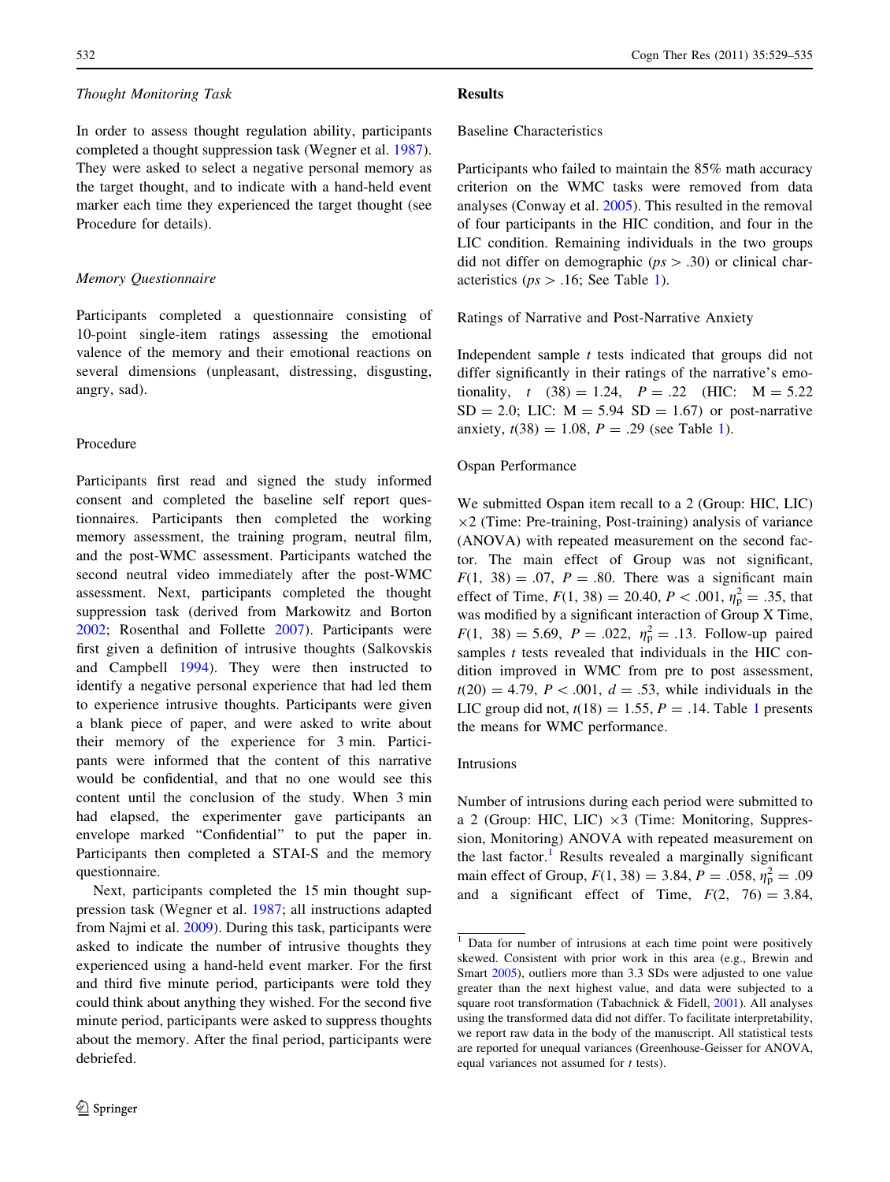*Thought Monitoring Task*

In order to assess thought regulation ability, participants completed a thought suppression task (Wegner et al. 1987). They were asked to select a negative personal memory as the target thought, and to indicate with a hand-held event marker each time they experienced the target thought (see Procedure for details).

*Memory Questionnaire*

Participants completed a questionnaire consisting of 10-point single-item ratings assessing the emotional valence of the memory and their emotional reactions on several dimensions (unpleasant, distressing, disgusting, angry, sad).

## Procedure

Participants first read and signed the study informed consent and completed the baseline self report questionnaires. Participants then completed the working memory assessment, the training program, neutral film, and the post-WMC assessment. Participants watched the second neutral video immediately after the post-WMC assessment. Next, participants completed the thought suppression task (derived from Markowitz and Borton 2002; Rosenthal and Follette 2007). Participants were first given a definition of intrusive thoughts (Salkovskis and Campbell 1994). They were then instructed to identify a negative personal experience that had led them to experience intrusive thoughts. Participants were given a blank piece of paper, and were asked to write about their memory of the experience for 3 min. Participants were informed that the content of this narrative would be confidential, and that no one would see this content until the conclusion of the study. When 3 min had elapsed, the experimenter gave participants an envelope marked "Confidential" to put the paper in. Participants then completed a STAI-S and the memory questionnaire.

Next, participants completed the 15 min thought suppression task (Wegner et al. 1987; all instructions adapted from Najmi et al. 2009). During this task, participants were asked to indicate the number of intrusive thoughts they experienced using a hand-held event marker. For the first and third five minute period, participants were told they could think about anything they wished. For the second five minute period, participants were asked to suppress thoughts about the memory. After the final period, participants were debriefed.

# Results

## Baseline Characteristics

Participants who failed to maintain the 85% math accuracy criterion on the WMC tasks were removed from data analyses (Conway et al. 2005). This resulted in the removal of four participants in the HIC condition, and four in the LIC condition. Remaining individuals in the two groups did not differ on demographic ($ps > .30$) or clinical characteristics ($ps > .16$; See Table 1).

## Ratings of Narrative and Post-Narrative Anxiety

Independent sample $t$ tests indicated that groups did not differ significantly in their ratings of the narrative's emotionality, $t(38) = 1.24$, $P = .22$ (HIC: M = 5.22 SD = 2.0; LIC: M = 5.94 SD = 1.67) or post-narrative anxiety, $t(38) = 1.08$, $P = .29$ (see Table 1).

## Ospan Performance

We submitted Ospan item recall to a 2 (Group: HIC, LIC) $\times$2 (Time: Pre-training, Post-training) analysis of variance (ANOVA) with repeated measurement on the second factor. The main effect of Group was not significant, $F(1, 38) = .07$, $P = .80$. There was a significant main effect of Time, $F(1, 38) = 20.40$, $P < .001$, $\eta_p^2 = .35$, that was modified by a significant interaction of Group X Time, $F(1, 38) = 5.69$, $P = .022$, $\eta_p^2 = .13$. Follow-up paired samples $t$ tests revealed that individuals in the HIC condition improved in WMC from pre to post assessment, $t(20) = 4.79$, $P < .001$, $d = .53$, while individuals in the LIC group did not, $t(18) = 1.55$, $P = .14$. Table 1 presents the means for WMC performance.

## Intrusions

Number of intrusions during each period were submitted to a 2 (Group: HIC, LIC) $\times$3 (Time: Monitoring, Suppression, Monitoring) ANOVA with repeated measurement on the last factor.[1] Results revealed a marginally significant main effect of Group, $F(1, 38) = 3.84$, $P = .058$, $\eta_p^2 = .09$ and a significant effect of Time, $F(2, 76) = 3.84$,

[1] Data for number of intrusions at each time point were positively skewed. Consistent with prior work in this area (e.g., Brewin and Smart 2005), outliers more than 3.3 SDs were adjusted to one value greater than the next highest value, and data were subjected to a square root transformation (Tabachnick & Fidell, 2001). All analyses using the transformed data did not differ. To facilitate interpretability, we report raw data in the body of the manuscript. All statistical tests are reported for unequal variances (Greenhouse-Geisser for ANOVA, equal variances not assumed for $t$ tests).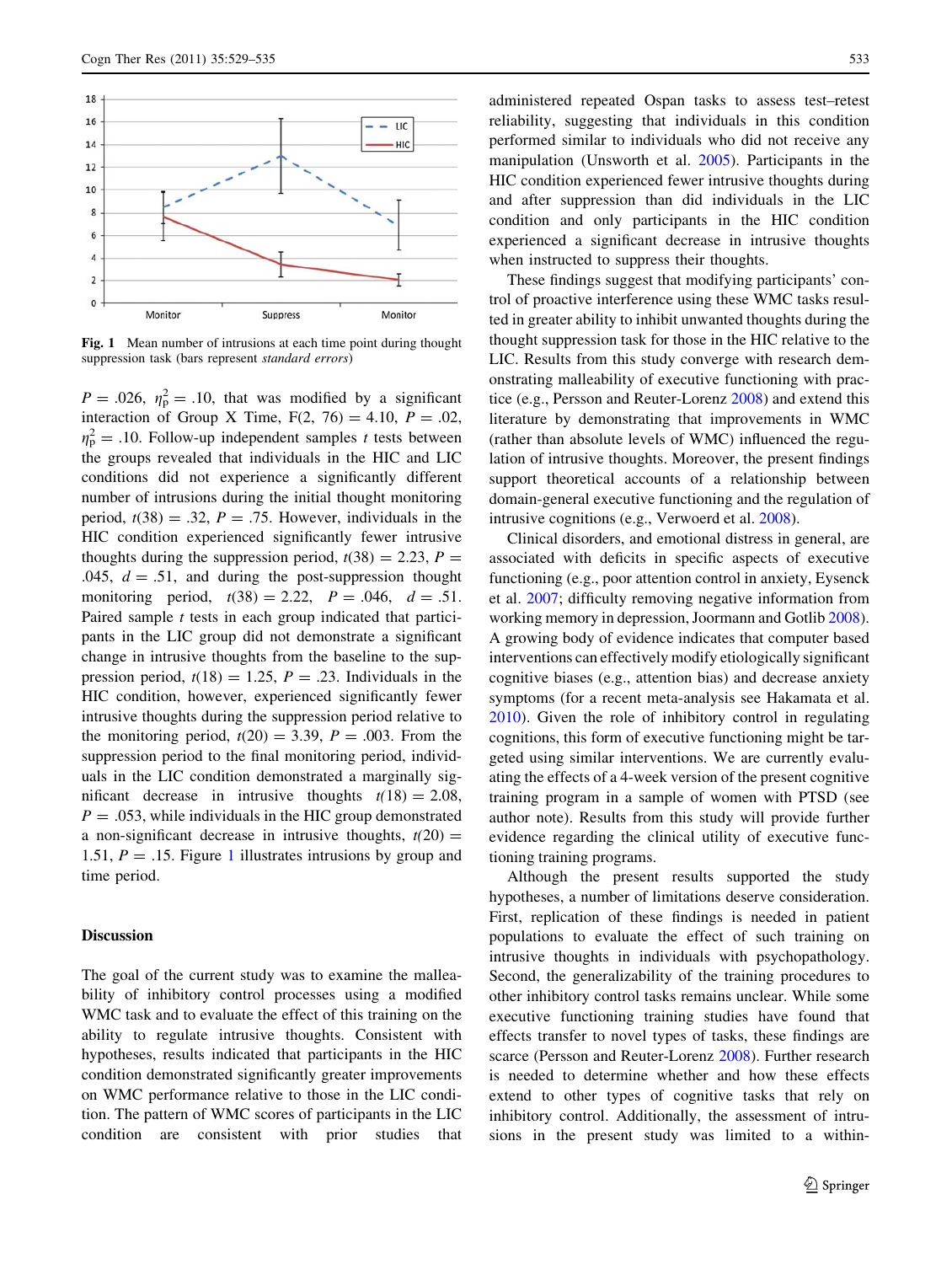Fig. 1 Mean number of intrusions at each time point during thought suppression task (bars represent *standard errors*)

$P = .026$, $\eta_p^2 = .10$, that was modified by a significant interaction of Group X Time, $F(2, 76) = 4.10$, $P = .02$, $\eta_p^2 = .10$. Follow-up independent samples *t* tests between the groups revealed that individuals in the HIC and LIC conditions did not experience a significantly different number of intrusions during the initial thought monitoring period, $t(38) = .32$, $P = .75$. However, individuals in the HIC condition experienced significantly fewer intrusive thoughts during the suppression period, $t(38) = 2.23$, $P = .045$, $d = .51$, and during the post-suppression thought monitoring period, $t(38) = 2.22$, $P = .046$, $d = .51$. Paired sample *t* tests in each group indicated that participants in the LIC group did not demonstrate a significant change in intrusive thoughts from the baseline to the suppression period, $t(18) = 1.25$, $P = .23$. Individuals in the HIC condition, however, experienced significantly fewer intrusive thoughts during the suppression period relative to the monitoring period, $t(20) = 3.39$, $P = .003$. From the suppression period to the final monitoring period, individuals in the LIC condition demonstrated a marginally significant decrease in intrusive thoughts $t(18) = 2.08$, $P = .053$, while individuals in the HIC group demonstrated a non-significant decrease in intrusive thoughts, $t(20) = 1.51$, $P = .15$. Figure 1 illustrates intrusions by group and time period.

## Discussion

The goal of the current study was to examine the malleability of inhibitory control processes using a modified WMC task and to evaluate the effect of this training on the ability to regulate intrusive thoughts. Consistent with hypotheses, results indicated that participants in the HIC condition demonstrated significantly greater improvements on WMC performance relative to those in the LIC condition. The pattern of WMC scores of participants in the LIC condition are consistent with prior studies that administered repeated Ospan tasks to assess test–retest reliability, suggesting that individuals in this condition performed similar to individuals who did not receive any manipulation (Unsworth et al. 2005). Participants in the HIC condition experienced fewer intrusive thoughts during and after suppression than did individuals in the LIC condition and only participants in the HIC condition experienced a significant decrease in intrusive thoughts when instructed to suppress their thoughts.

These findings suggest that modifying participants' control of proactive interference using these WMC tasks resulted in greater ability to inhibit unwanted thoughts during the thought suppression task for those in the HIC relative to the LIC. Results from this study converge with research demonstrating malleability of executive functioning with practice (e.g., Persson and Reuter-Lorenz 2008) and extend this literature by demonstrating that improvements in WMC (rather than absolute levels of WMC) influenced the regulation of intrusive thoughts. Moreover, the present findings support theoretical accounts of a relationship between domain-general executive functioning and the regulation of intrusive cognitions (e.g., Verwoerd et al. 2008).

Clinical disorders, and emotional distress in general, are associated with deficits in specific aspects of executive functioning (e.g., poor attention control in anxiety, Eysenck et al. 2007; difficulty removing negative information from working memory in depression, Joormann and Gotlib 2008). A growing body of evidence indicates that computer based interventions can effectively modify etiologically significant cognitive biases (e.g., attention bias) and decrease anxiety symptoms (for a recent meta-analysis see Hakamata et al. 2010). Given the role of inhibitory control in regulating cognitions, this form of executive functioning might be targeted using similar interventions. We are currently evaluating the effects of a 4-week version of the present cognitive training program in a sample of women with PTSD (see author note). Results from this study will provide further evidence regarding the clinical utility of executive functioning training programs.

Although the present results supported the study hypotheses, a number of limitations deserve consideration. First, replication of these findings is needed in patient populations to evaluate the effect of such training on intrusive thoughts in individuals with psychopathology. Second, the generalizability of the training procedures to other inhibitory control tasks remains unclear. While some executive functioning training studies have found that effects transfer to novel types of tasks, these findings are scarce (Persson and Reuter-Lorenz 2008). Further research is needed to determine whether and how these effects extend to other types of cognitive tasks that rely on inhibitory control. Additionally, the assessment of intrusions in the present study was limited to a within-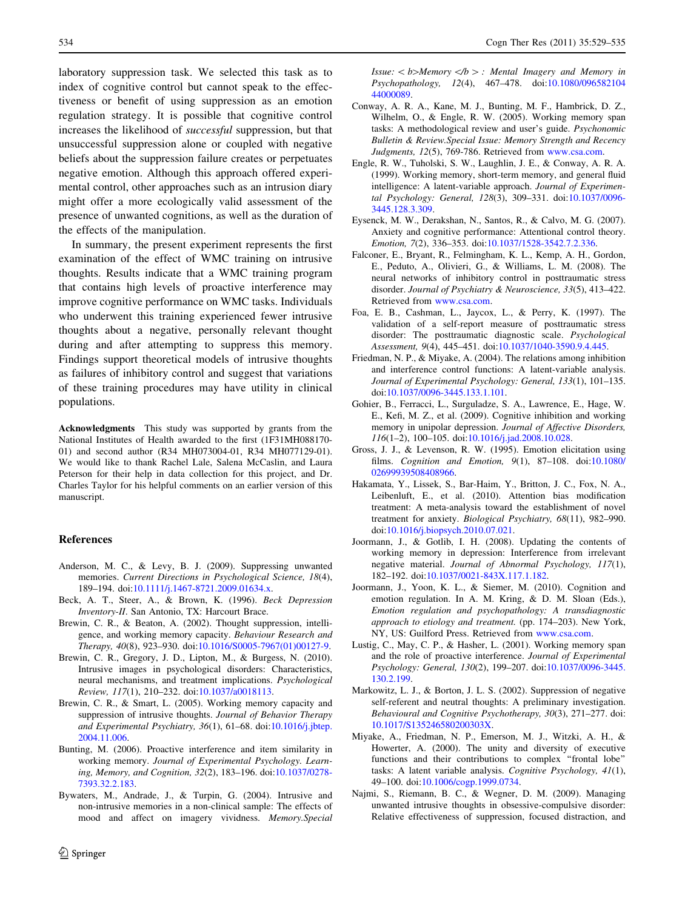laboratory suppression task. We selected this task as to index of cognitive control but cannot speak to the effectiveness or benefit of using suppression as an emotion regulation strategy. It is possible that cognitive control increases the likelihood of *successful* suppression, but that unsuccessful suppression alone or coupled with negative beliefs about the suppression failure creates or perpetuates negative emotion. Although this approach offered experimental control, other approaches such as an intrusion diary might offer a more ecologically valid assessment of the presence of unwanted cognitions, as well as the duration of the effects of the manipulation.

In summary, the present experiment represents the first examination of the effect of WMC training on intrusive thoughts. Results indicate that a WMC training program that contains high levels of proactive interference may improve cognitive performance on WMC tasks. Individuals who underwent this training experienced fewer intrusive thoughts about a negative, personally relevant thought during and after attempting to suppress this memory. Findings support theoretical models of intrusive thoughts as failures of inhibitory control and suggest that variations of these training procedures may have utility in clinical populations.

**Acknowledgments** This study was supported by grants from the National Institutes of Health awarded to the first (1F31MH088170-01) and second author (R34 MH073004-01, R34 MH077129-01). We would like to thank Rachel Lale, Salena McCaslin, and Laura Peterson for their help in data collection for this project, and Dr. Charles Taylor for his helpful comments on an earlier version of this manuscript.

## References

Anderson, M. C., & Levy, B. J. (2009). Suppressing unwanted memories. *Current Directions in Psychological Science, 18*(4), 189–194. doi:10.1111/j.1467-8721.2009.01634.x.

Beck, A. T., Steer, A., & Brown, K. (1996). *Beck Depression Inventory-II*. San Antonio, TX: Harcourt Brace.

Brewin, C. R., & Beaton, A. (2002). Thought suppression, intelligence, and working memory capacity. *Behaviour Research and Therapy, 40*(8), 923–930. doi:10.1016/S0005-7967(01)00127-9.

Brewin, C. R., Gregory, J. D., Lipton, M., & Burgess, N. (2010). Intrusive images in psychological disorders: Characteristics, neural mechanisms, and treatment implications. *Psychological Review, 117*(1), 210–232. doi:10.1037/a0018113.

Brewin, C. R., & Smart, L. (2005). Working memory capacity and suppression of intrusive thoughts. *Journal of Behavior Therapy and Experimental Psychiatry, 36*(1), 61–68. doi:10.1016/j.jbtep.2004.11.006.

Bunting, M. (2006). Proactive interference and item similarity in working memory. *Journal of Experimental Psychology. Learning, Memory, and Cognition, 32*(2), 183–196. doi:10.1037/0278-7393.32.2.183.

Bywaters, M., Andrade, J., & Turpin, G. (2004). Intrusive and non-intrusive memories in a non-clinical sample: The effects of mood and affect on imagery vividness. *Memory.Special Issue: < b>Memory </b > : Mental Imagery and Memory in Psychopathology, 12*(4), 467–478. doi:10.1080/09658210444000089.

Conway, A. R. A., Kane, M. J., Bunting, M. F., Hambrick, D. Z., Wilhelm, O., & Engle, R. W. (2005). Working memory span tasks: A methodological review and user's guide. *Psychonomic Bulletin & Review.Special Issue: Memory Strength and Recency Judgments, 12*(5), 769-786. Retrieved from www.csa.com.

Engle, R. W., Tuholski, S. W., Laughlin, J. E., & Conway, A. R. A. (1999). Working memory, short-term memory, and general fluid intelligence: A latent-variable approach. *Journal of Experimental Psychology: General, 128*(3), 309–331. doi:10.1037/0096-3445.128.3.309.

Eysenck, M. W., Derakshan, N., Santos, R., & Calvo, M. G. (2007). Anxiety and cognitive performance: Attentional control theory. *Emotion, 7*(2), 336–353. doi:10.1037/1528-3542.7.2.336.

Falconer, E., Bryant, R., Felmingham, K. L., Kemp, A. H., Gordon, E., Peduto, A., Olivieri, G., & Williams, L. M. (2008). The neural networks of inhibitory control in posttraumatic stress disorder. *Journal of Psychiatry & Neuroscience, 33*(5), 413–422. Retrieved from www.csa.com.

Foa, E. B., Cashman, L., Jaycox, L., & Perry, K. (1997). The validation of a self-report measure of posttraumatic stress disorder: The posttraumatic diagnostic scale. *Psychological Assessment, 9*(4), 445–451. doi:10.1037/1040-3590.9.4.445.

Friedman, N. P., & Miyake, A. (2004). The relations among inhibition and interference control functions: A latent-variable analysis. *Journal of Experimental Psychology: General, 133*(1), 101–135. doi:10.1037/0096-3445.133.1.101.

Gohier, B., Ferracci, L., Surguladze, S. A., Lawrence, E., Hage, W. E., Kefi, M. Z., et al. (2009). Cognitive inhibition and working memory in unipolar depression. *Journal of Affective Disorders, 116*(1–2), 100–105. doi:10.1016/j.jad.2008.10.028.

Gross, J. J., & Levenson, R. W. (1995). Emotion elicitation using films. *Cognition and Emotion, 9*(1), 87–108. doi:10.1080/02699939508408966.

Hakamata, Y., Lissek, S., Bar-Haim, Y., Britton, J. C., Fox, N. A., Leibenluft, E., et al. (2010). Attention bias modification treatment: A meta-analysis toward the establishment of novel treatment for anxiety. *Biological Psychiatry, 68*(11), 982–990. doi:10.1016/j.biopsych.2010.07.021.

Joormann, J., & Gotlib, I. H. (2008). Updating the contents of working memory in depression: Interference from irrelevant negative material. *Journal of Abnormal Psychology, 117*(1), 182–192. doi:10.1037/0021-843X.117.1.182.

Joormann, J., Yoon, K. L., & Siemer, M. (2010). Cognition and emotion regulation. In A. M. Kring, & D. M. Sloan (Eds.), *Emotion regulation and psychopathology: A transdiagnostic approach to etiology and treatment.* (pp. 174–203). New York, NY, US: Guilford Press. Retrieved from www.csa.com.

Lustig, C., May, C. P., & Hasher, L. (2001). Working memory span and the role of proactive interference. *Journal of Experimental Psychology: General, 130*(2), 199–207. doi:10.1037/0096-3445.130.2.199.

Markowitz, L. J., & Borton, J. L. S. (2002). Suppression of negative self-referent and neutral thoughts: A preliminary investigation. *Behavioural and Cognitive Psychotherapy, 30*(3), 271–277. doi:10.1017/S135246580200303X.

Miyake, A., Friedman, N. P., Emerson, M. J., Witzki, A. H., & Howerter, A. (2000). The unity and diversity of executive functions and their contributions to complex "frontal lobe" tasks: A latent variable analysis. *Cognitive Psychology, 41*(1), 49–100. doi:10.1006/cogp.1999.0734.

Najmi, S., Riemann, B. C., & Wegner, D. M. (2009). Managing unwanted intrusive thoughts in obsessive-compulsive disorder: Relative effectiveness of suppression, focused distraction, and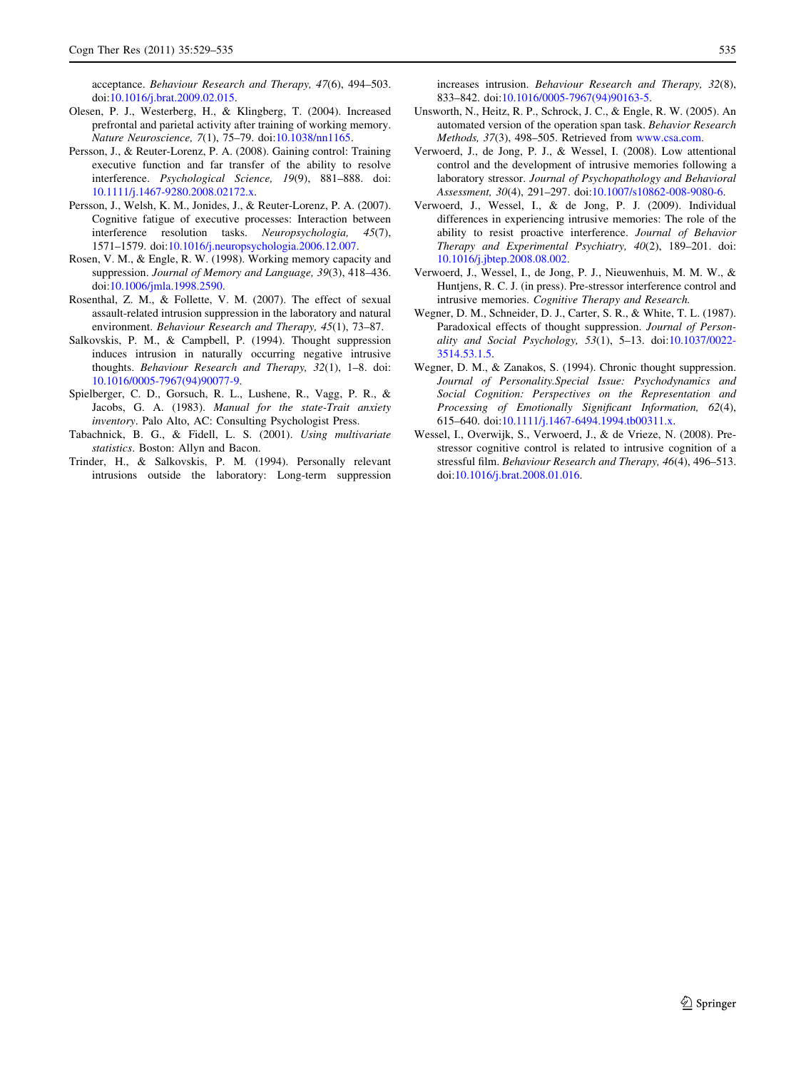acceptance. *Behaviour Research and Therapy, 47*(6), 494–503. doi:10.1016/j.brat.2009.02.015.

Olesen, P. J., Westerberg, H., & Klingberg, T. (2004). Increased prefrontal and parietal activity after training of working memory. *Nature Neuroscience, 7*(1), 75–79. doi:10.1038/nn1165.

Persson, J., & Reuter-Lorenz, P. A. (2008). Gaining control: Training executive function and far transfer of the ability to resolve interference. *Psychological Science, 19*(9), 881–888. doi:10.1111/j.1467-9280.2008.02172.x.

Persson, J., Welsh, K. M., Jonides, J., & Reuter-Lorenz, P. A. (2007). Cognitive fatigue of executive processes: Interaction between interference resolution tasks. *Neuropsychologia, 45*(7), 1571–1579. doi:10.1016/j.neuropsychologia.2006.12.007.

Rosen, V. M., & Engle, R. W. (1998). Working memory capacity and suppression. *Journal of Memory and Language, 39*(3), 418–436. doi:10.1006/jmla.1998.2590.

Rosenthal, Z. M., & Follette, V. M. (2007). The effect of sexual assault-related intrusion suppression in the laboratory and natural environment. *Behaviour Research and Therapy, 45*(1), 73–87.

Salkovskis, P. M., & Campbell, P. (1994). Thought suppression induces intrusion in naturally occurring negative intrusive thoughts. *Behaviour Research and Therapy, 32*(1), 1–8. doi:10.1016/0005-7967(94)90077-9.

Spielberger, C. D., Gorsuch, R. L., Lushene, R., Vagg, P. R., & Jacobs, G. A. (1983). *Manual for the state-Trait anxiety inventory*. Palo Alto, AC: Consulting Psychologist Press.

Tabachnick, B. G., & Fidell, L. S. (2001). *Using multivariate statistics*. Boston: Allyn and Bacon.

Trinder, H., & Salkovskis, P. M. (1994). Personally relevant intrusions outside the laboratory: Long-term suppression increases intrusion. *Behaviour Research and Therapy, 32*(8), 833–842. doi:10.1016/0005-7967(94)90163-5.

Unsworth, N., Heitz, R. P., Schrock, J. C., & Engle, R. W. (2005). An automated version of the operation span task. *Behavior Research Methods, 37*(3), 498–505. Retrieved from www.csa.com.

Verwoerd, J., de Jong, P. J., & Wessel, I. (2008). Low attentional control and the development of intrusive memories following a laboratory stressor. *Journal of Psychopathology and Behavioral Assessment, 30*(4), 291–297. doi:10.1007/s10862-008-9080-6.

Verwoerd, J., Wessel, I., & de Jong, P. J. (2009). Individual differences in experiencing intrusive memories: The role of the ability to resist proactive interference. *Journal of Behavior Therapy and Experimental Psychiatry, 40*(2), 189–201. doi:10.1016/j.jbtep.2008.08.002.

Verwoerd, J., Wessel, I., de Jong, P. J., Nieuwenhuis, M. M. W., & Huntjens, R. C. J. (in press). Pre-stressor interference control and intrusive memories. *Cognitive Therapy and Research.*

Wegner, D. M., Schneider, D. J., Carter, S. R., & White, T. L. (1987). Paradoxical effects of thought suppression. *Journal of Personality and Social Psychology, 53*(1), 5–13. doi:10.1037/0022-3514.53.1.5.

Wegner, D. M., & Zanakos, S. (1994). Chronic thought suppression. *Journal of Personality.Special Issue: Psychodynamics and Social Cognition: Perspectives on the Representation and Processing of Emotionally Significant Information, 62*(4), 615–640. doi:10.1111/j.1467-6494.1994.tb00311.x.

Wessel, I., Overwijk, S., Verwoerd, J., & de Vrieze, N. (2008). Pre-stressor cognitive control is related to intrusive cognition of a stressful film. *Behaviour Research and Therapy, 46*(4), 496–513. doi:10.1016/j.brat.2008.01.016.